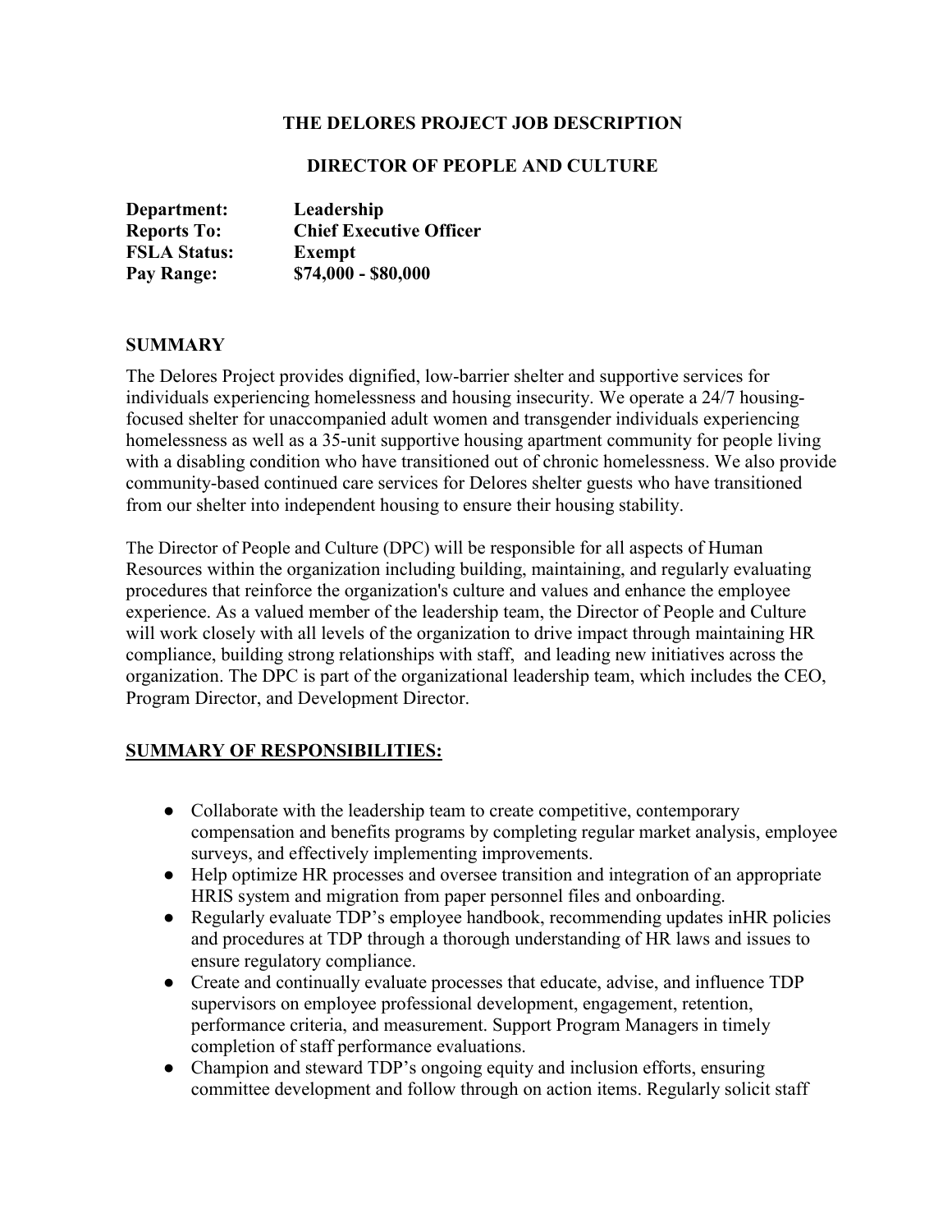# THE DELORES PROJECT JOB DESCRIPTION

## DIRECTOR OF PEOPLE AND CULTURE

**Department:** Leadership
**Reports To:** Chief Executive Officer
**FSLA Status:** Exempt
**Pay Range:** $74,000 - $80,000

## SUMMARY

The Delores Project provides dignified, low-barrier shelter and supportive services for individuals experiencing homelessness and housing insecurity. We operate a 24/7 housing-focused shelter for unaccompanied adult women and transgender individuals experiencing homelessness as well as a 35-unit supportive housing apartment community for people living with a disabling condition who have transitioned out of chronic homelessness. We also provide community-based continued care services for Delores shelter guests who have transitioned from our shelter into independent housing to ensure their housing stability.

The Director of People and Culture (DPC) will be responsible for all aspects of Human Resources within the organization including building, maintaining, and regularly evaluating procedures that reinforce the organization's culture and values and enhance the employee experience. As a valued member of the leadership team, the Director of People and Culture will work closely with all levels of the organization to drive impact through maintaining HR compliance, building strong relationships with staff, and leading new initiatives across the organization. The DPC is part of the organizational leadership team, which includes the CEO, Program Director, and Development Director.

## SUMMARY OF RESPONSIBILITIES:

- Collaborate with the leadership team to create competitive, contemporary compensation and benefits programs by completing regular market analysis, employee surveys, and effectively implementing improvements.
- Help optimize HR processes and oversee transition and integration of an appropriate HRIS system and migration from paper personnel files and onboarding.
- Regularly evaluate TDP's employee handbook, recommending updates inHR policies and procedures at TDP through a thorough understanding of HR laws and issues to ensure regulatory compliance.
- Create and continually evaluate processes that educate, advise, and influence TDP supervisors on employee professional development, engagement, retention, performance criteria, and measurement. Support Program Managers in timely completion of staff performance evaluations.
- Champion and steward TDP's ongoing equity and inclusion efforts, ensuring committee development and follow through on action items. Regularly solicit staff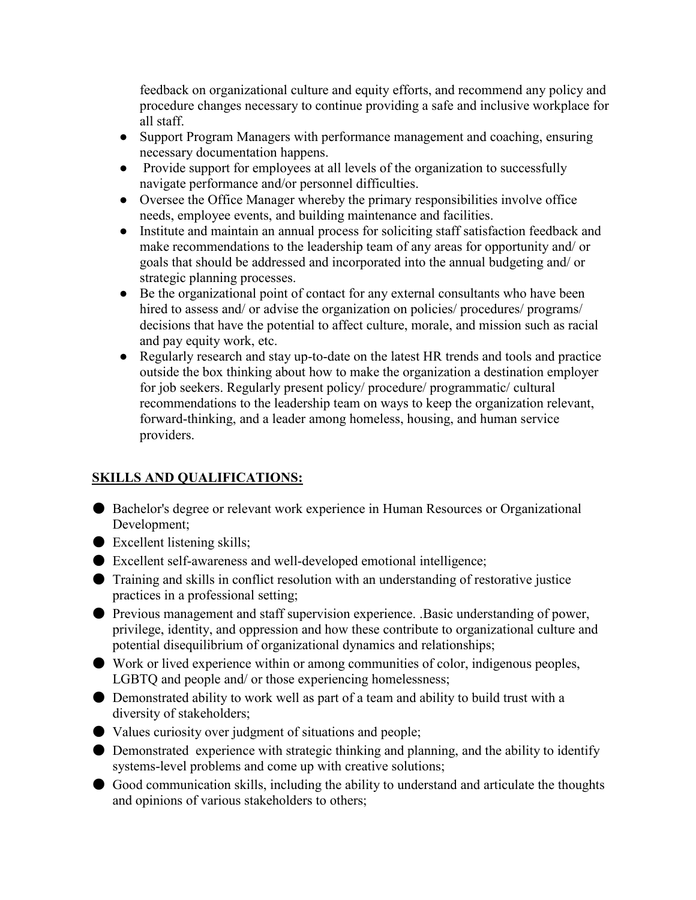feedback on organizational culture and equity efforts, and recommend any policy and procedure changes necessary to continue providing a safe and inclusive workplace for all staff.

- Support Program Managers with performance management and coaching, ensuring necessary documentation happens.
- Provide support for employees at all levels of the organization to successfully navigate performance and/or personnel difficulties.
- Oversee the Office Manager whereby the primary responsibilities involve office needs, employee events, and building maintenance and facilities.
- Institute and maintain an annual process for soliciting staff satisfaction feedback and make recommendations to the leadership team of any areas for opportunity and/ or goals that should be addressed and incorporated into the annual budgeting and/ or strategic planning processes.
- Be the organizational point of contact for any external consultants who have been hired to assess and/ or advise the organization on policies/ procedures/ programs/ decisions that have the potential to affect culture, morale, and mission such as racial and pay equity work, etc.
- Regularly research and stay up-to-date on the latest HR trends and tools and practice outside the box thinking about how to make the organization a destination employer for job seekers. Regularly present policy/ procedure/ programmatic/ cultural recommendations to the leadership team on ways to keep the organization relevant, forward-thinking, and a leader among homeless, housing, and human service providers.

## **SKILLS AND QUALIFICATIONS:**

- Bachelor's degree or relevant work experience in Human Resources or Organizational Development;
- Excellent listening skills;
- Excellent self-awareness and well-developed emotional intelligence;
- Training and skills in conflict resolution with an understanding of restorative justice practices in a professional setting;
- Previous management and staff supervision experience. .Basic understanding of power, privilege, identity, and oppression and how these contribute to organizational culture and potential disequilibrium of organizational dynamics and relationships;
- Work or lived experience within or among communities of color, indigenous peoples, LGBTQ and people and/ or those experiencing homelessness;
- Demonstrated ability to work well as part of a team and ability to build trust with a diversity of stakeholders;
- Values curiosity over judgment of situations and people;
- Demonstrated experience with strategic thinking and planning, and the ability to identify systems-level problems and come up with creative solutions;
- Good communication skills, including the ability to understand and articulate the thoughts and opinions of various stakeholders to others;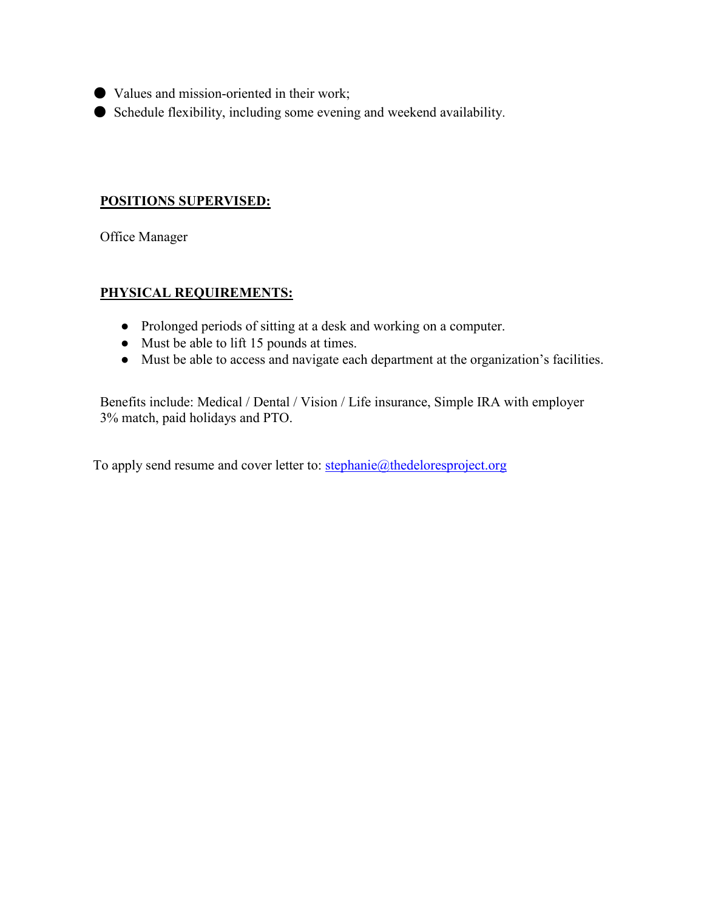- Values and mission-oriented in their work;
- Schedule flexibility, including some evening and weekend availability.

**POSITIONS SUPERVISED:**

Office Manager

**PHYSICAL REQUIREMENTS:**

- Prolonged periods of sitting at a desk and working on a computer.
- Must be able to lift 15 pounds at times.
- Must be able to access and navigate each department at the organization's facilities.

Benefits include: Medical / Dental / Vision / Life insurance, Simple IRA with employer 3% match, paid holidays and PTO.

To apply send resume and cover letter to: stephanie@thedeloresproject.org